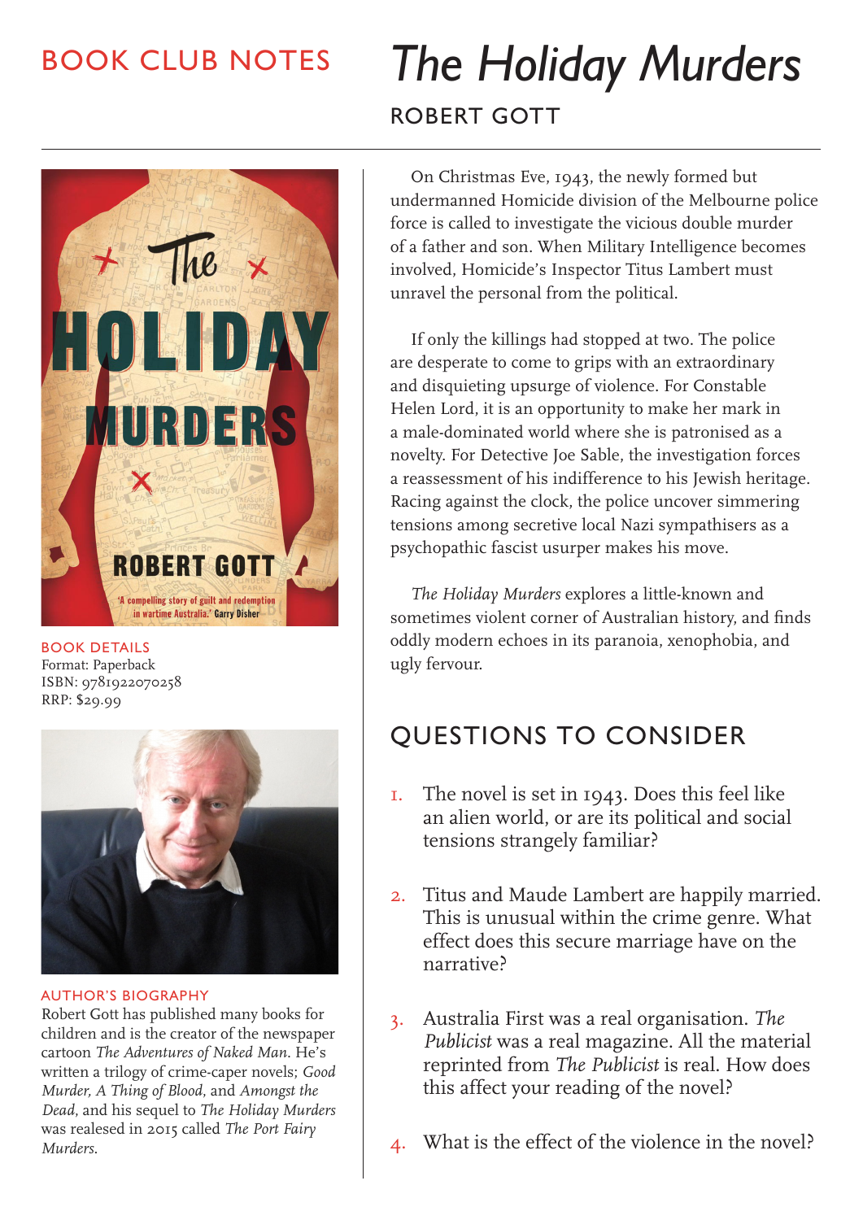# BOOK CLUB NOTES

# *The Holiday Murders*

## ROBERT GOTT

On Christmas Eve, 1943, the newly formed but undermanned Homicide division of the Melbourne police force is called to investigate the vicious double murder of a father and son. When Military Intelligence becomes involved, Homicide's Inspector Titus Lambert must unravel the personal from the political.

If only the killings had stopped at two. The police are desperate to come to grips with an extraordinary and disquieting upsurge of violence. For Constable Helen Lord, it is an opportunity to make her mark in a male-dominated world where she is patronised as a novelty. For Detective Joe Sable, the investigation forces a reassessment of his indifference to his Jewish heritage. Racing against the clock, the police uncover simmering tensions among secretive local Nazi sympathisers as a psychopathic fascist usurper makes his move.

*The Holiday Murders* explores a little-known and sometimes violent corner of Australian history, and finds oddly modern echoes in its paranoia, xenophobia, and ugly fervour.

### BOOK DETAILS

Format: Paperback
ISBN: 9781922070258
RRP: $29.99

### AUTHOR'S BIOGRAPHY

Robert Gott has published many books for children and is the creator of the newspaper cartoon *The Adventures of Naked Man*. He's written a trilogy of crime-caper novels; *Good Murder, A Thing of Blood*, and *Amongst the Dead*, and his sequel to *The Holiday Murders* was realesed in 2015 called *The Port Fairy Murders*.

## QUESTIONS TO CONSIDER

1. The novel is set in 1943. Does this feel like an alien world, or are its political and social tensions strangely familiar?
2. Titus and Maude Lambert are happily married. This is unusual within the crime genre. What effect does this secure marriage have on the narrative?
3. Australia First was a real organisation. *The Publicist* was a real magazine. All the material reprinted from *The Publicist* is real. How does this affect your reading of the novel?
4. What is the effect of the violence in the novel?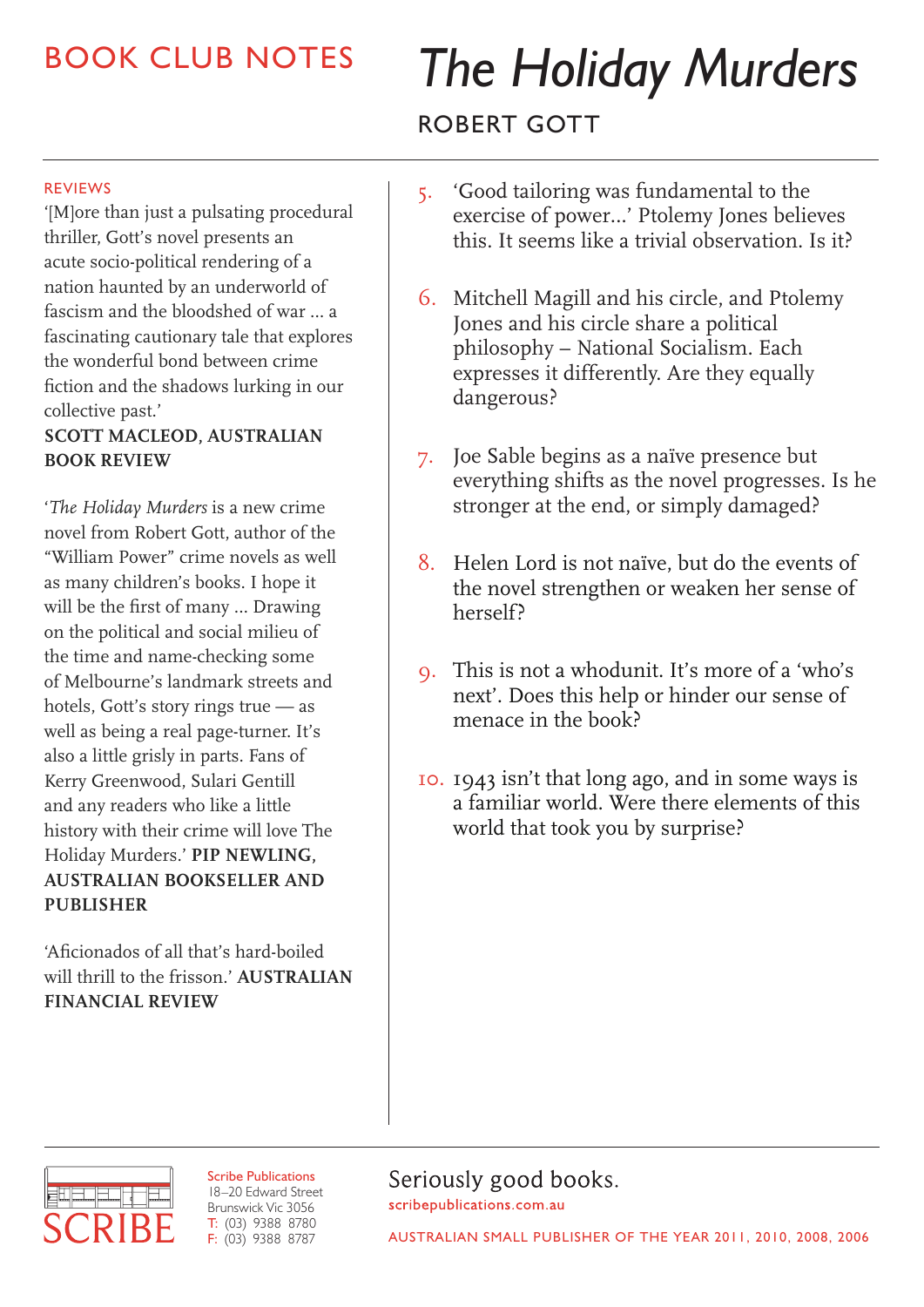# BOOK CLUB NOTES

# *The Holiday Murders*

## ROBERT GOTT

### REVIEWS

'[M]ore than just a pulsating procedural thriller, Gott's novel presents an acute socio-political rendering of a nation haunted by an underworld of fascism and the bloodshed of war ... a fascinating cautionary tale that explores the wonderful bond between crime fiction and the shadows lurking in our collective past.'
**SCOTT MACLEOD, AUSTRALIAN BOOK REVIEW**

'*The Holiday Murders* is a new crime novel from Robert Gott, author of the "William Power" crime novels as well as many children's books. I hope it will be the first of many ... Drawing on the political and social milieu of the time and name-checking some of Melbourne's landmark streets and hotels, Gott's story rings true — as well as being a real page-turner. It's also a little grisly in parts. Fans of Kerry Greenwood, Sulari Gentill and any readers who like a little history with their crime will love The Holiday Murders.' **PIP NEWLING, AUSTRALIAN BOOKSELLER AND PUBLISHER**

'Aficionados of all that's hard-boiled will thrill to the frisson.' **AUSTRALIAN FINANCIAL REVIEW**

5. 'Good tailoring was fundamental to the exercise of power...' Ptolemy Jones believes this. It seems like a trivial observation. Is it?

6. Mitchell Magill and his circle, and Ptolemy Jones and his circle share a political philosophy – National Socialism. Each expresses it differently. Are they equally dangerous?

7. Joe Sable begins as a naïve presence but everything shifts as the novel progresses. Is he stronger at the end, or simply damaged?

8. Helen Lord is not naïve, but do the events of the novel strengthen or weaken her sense of herself?

9. This is not a whodunit. It's more of a 'who's next'. Does this help or hinder our sense of menace in the book?

10. 1943 isn't that long ago, and in some ways is a familiar world. Were there elements of this world that took you by surprise?

SCRIBE

Scribe Publications
18–20 Edward Street
Brunswick Vic 3056
T: (03) 9388 8780
F: (03) 9388 8787

Seriously good books.
scribepublications.com.au

AUSTRALIAN SMALL PUBLISHER OF THE YEAR 2011, 2010, 2008, 2006